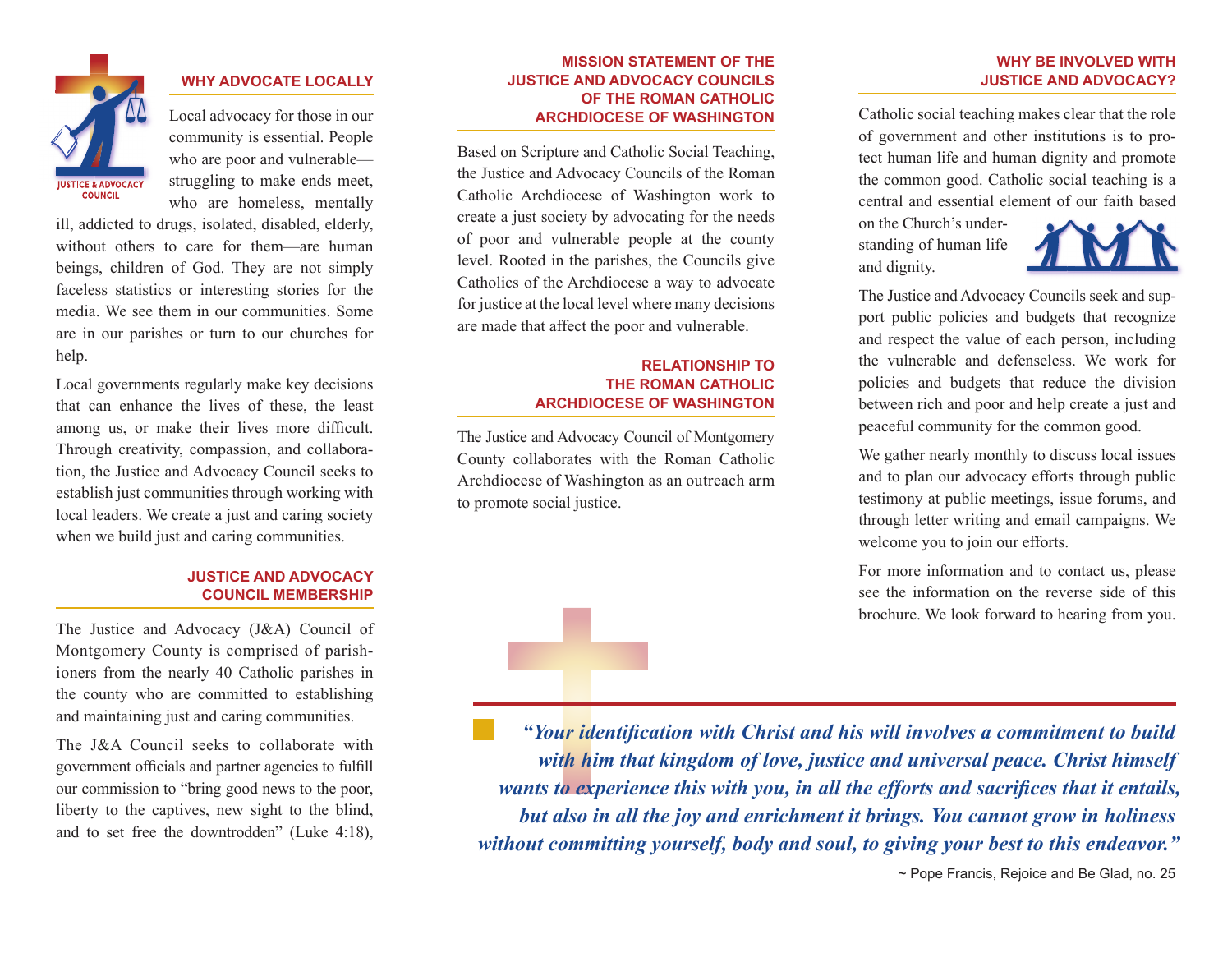## WHY ADVOCATE LOCALLY

Local advocacy for those in our community is essential. People who are poor and vulnerable—struggling to make ends meet, who are homeless, mentally ill, addicted to drugs, isolated, disabled, elderly, without others to care for them—are human beings, children of God. They are not simply faceless statistics or interesting stories for the media. We see them in our communities. Some are in our parishes or turn to our churches for help.

Local governments regularly make key decisions that can enhance the lives of these, the least among us, or make their lives more difficult. Through creativity, compassion, and collaboration, the Justice and Advocacy Council seeks to establish just communities through working with local leaders. We create a just and caring society when we build just and caring communities.

## JUSTICE AND ADVOCACY COUNCIL MEMBERSHIP

The Justice and Advocacy (J&A) Council of Montgomery County is comprised of parishioners from the nearly 40 Catholic parishes in the county who are committed to establishing and maintaining just and caring communities.

The J&A Council seeks to collaborate with government officials and partner agencies to fulfill our commission to "bring good news to the poor, liberty to the captives, new sight to the blind, and to set free the downtrodden" (Luke 4:18),

## MISSION STATEMENT OF THE JUSTICE AND ADVOCACY COUNCILS OF THE ROMAN CATHOLIC ARCHDIOCESE OF WASHINGTON

Based on Scripture and Catholic Social Teaching, the Justice and Advocacy Councils of the Roman Catholic Archdiocese of Washington work to create a just society by advocating for the needs of poor and vulnerable people at the county level. Rooted in the parishes, the Councils give Catholics of the Archdiocese a way to advocate for justice at the local level where many decisions are made that affect the poor and vulnerable.

## RELATIONSHIP TO THE ROMAN CATHOLIC ARCHDIOCESE OF WASHINGTON

The Justice and Advocacy Council of Montgomery County collaborates with the Roman Catholic Archdiocese of Washington as an outreach arm to promote social justice.

## WHY BE INVOLVED WITH JUSTICE AND ADVOCACY?

Catholic social teaching makes clear that the role of government and other institutions is to protect human life and human dignity and promote the common good. Catholic social teaching is a central and essential element of our faith based on the Church's understanding of human life and dignity.

The Justice and Advocacy Councils seek and support public policies and budgets that recognize and respect the value of each person, including the vulnerable and defenseless. We work for policies and budgets that reduce the division between rich and poor and help create a just and peaceful community for the common good.

We gather nearly monthly to discuss local issues and to plan our advocacy efforts through public testimony at public meetings, issue forums, and through letter writing and email campaigns. We welcome you to join our efforts.

For more information and to contact us, please see the information on the reverse side of this brochure. We look forward to hearing from you.

***"Your identification with Christ and his will involves a commitment to build with him that kingdom of love, justice and universal peace. Christ himself wants to experience this with you, in all the efforts and sacrifices that it entails, but also in all the joy and enrichment it brings. You cannot grow in holiness without committing yourself, body and soul, to giving your best to this endeavor."***

~ Pope Francis, Rejoice and Be Glad, no. 25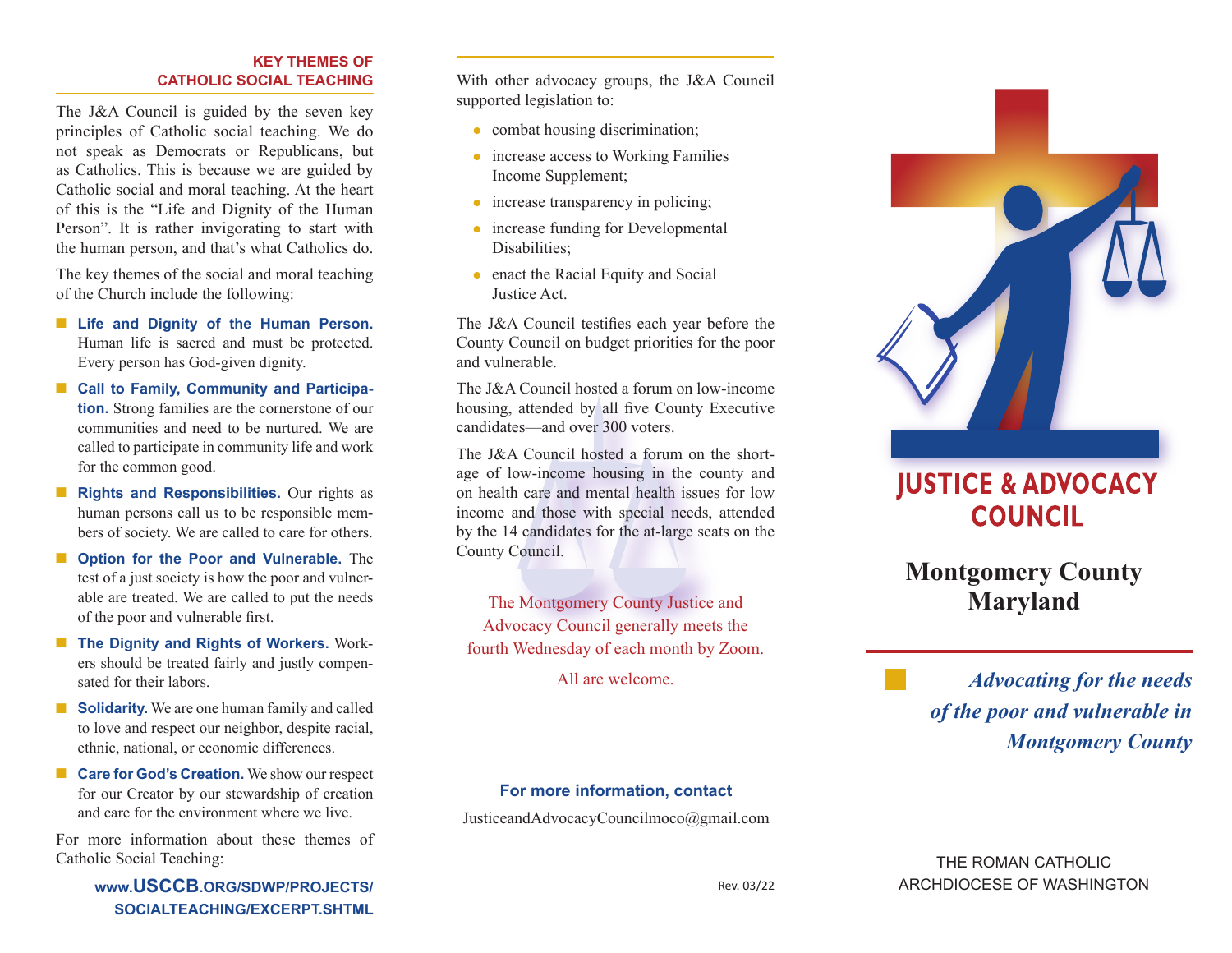## KEY THEMES OF CATHOLIC SOCIAL TEACHING

The J&A Council is guided by the seven key principles of Catholic social teaching. We do not speak as Democrats or Republicans, but as Catholics. This is because we are guided by Catholic social and moral teaching. At the heart of this is the "Life and Dignity of the Human Person". It is rather invigorating to start with the human person, and that's what Catholics do.

The key themes of the social and moral teaching of the Church include the following:

- **Life and Dignity of the Human Person.** Human life is sacred and must be protected. Every person has God-given dignity.
- **Call to Family, Community and Participation.** Strong families are the cornerstone of our communities and need to be nurtured. We are called to participate in community life and work for the common good.
- **Rights and Responsibilities.** Our rights as human persons call us to be responsible members of society. We are called to care for others.
- **Option for the Poor and Vulnerable.** The test of a just society is how the poor and vulnerable are treated. We are called to put the needs of the poor and vulnerable first.
- **The Dignity and Rights of Workers.** Workers should be treated fairly and justly compensated for their labors.
- **Solidarity.** We are one human family and called to love and respect our neighbor, despite racial, ethnic, national, or economic differences.
- **Care for God's Creation.** We show our respect for our Creator by our stewardship of creation and care for the environment where we live.

For more information about these themes of Catholic Social Teaching:

**www.USCCB.ORG/SDWP/PROJECTS/SOCIALTEACHING/EXCERPT.SHTML**

---

With other advocacy groups, the J&A Council supported legislation to:

- combat housing discrimination;
- increase access to Working Families Income Supplement;
- increase transparency in policing;
- increase funding for Developmental Disabilities;
- enact the Racial Equity and Social Justice Act.

The J&A Council testifies each year before the County Council on budget priorities for the poor and vulnerable.

The J&A Council hosted a forum on low-income housing, attended by all five County Executive candidates—and over 300 voters.

The J&A Council hosted a forum on the shortage of low-income housing in the county and on health care and mental health issues for low income and those with special needs, attended by the 14 candidates for the at-large seats on the County Council.

The Montgomery County Justice and Advocacy Council generally meets the fourth Wednesday of each month by Zoom.

All are welcome.

**For more information, contact**

JusticeandAdvocacyCouncilmoco@gmail.com

Rev. 03/22

---

# JUSTICE & ADVOCACY COUNCIL

## Montgomery County Maryland

*Advocating for the needs of the poor and vulnerable in Montgomery County*

THE ROMAN CATHOLIC ARCHDIOCESE OF WASHINGTON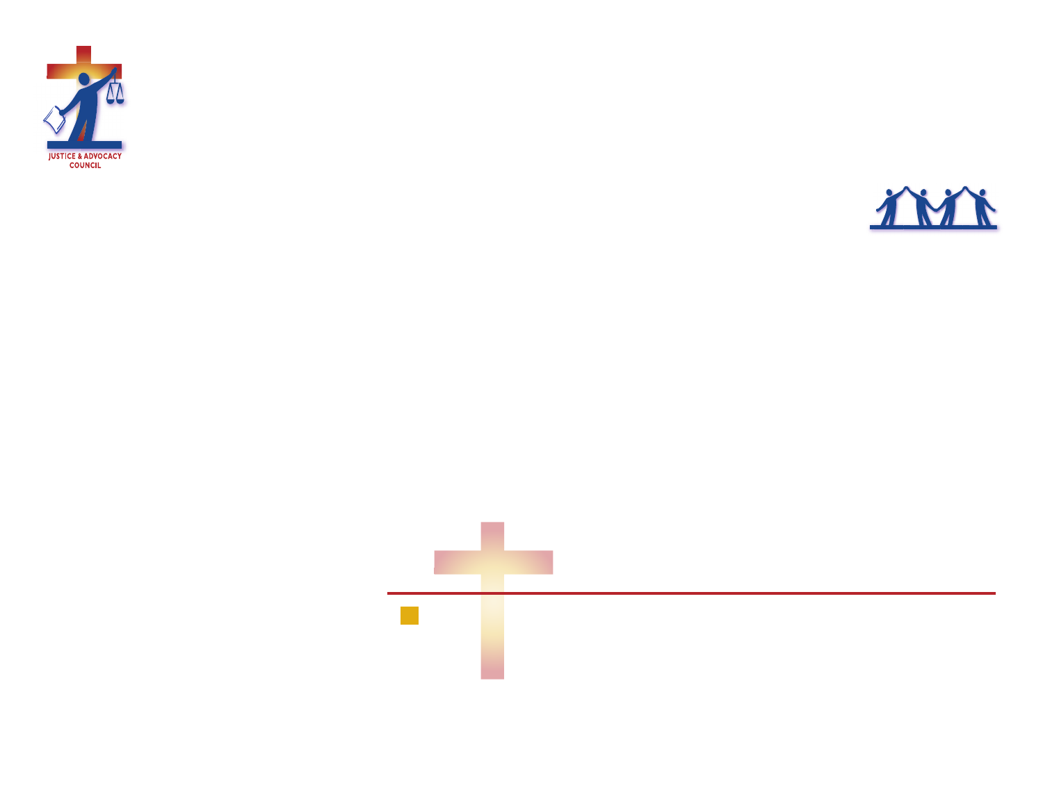JUSTICE & ADVOCACY COUNCIL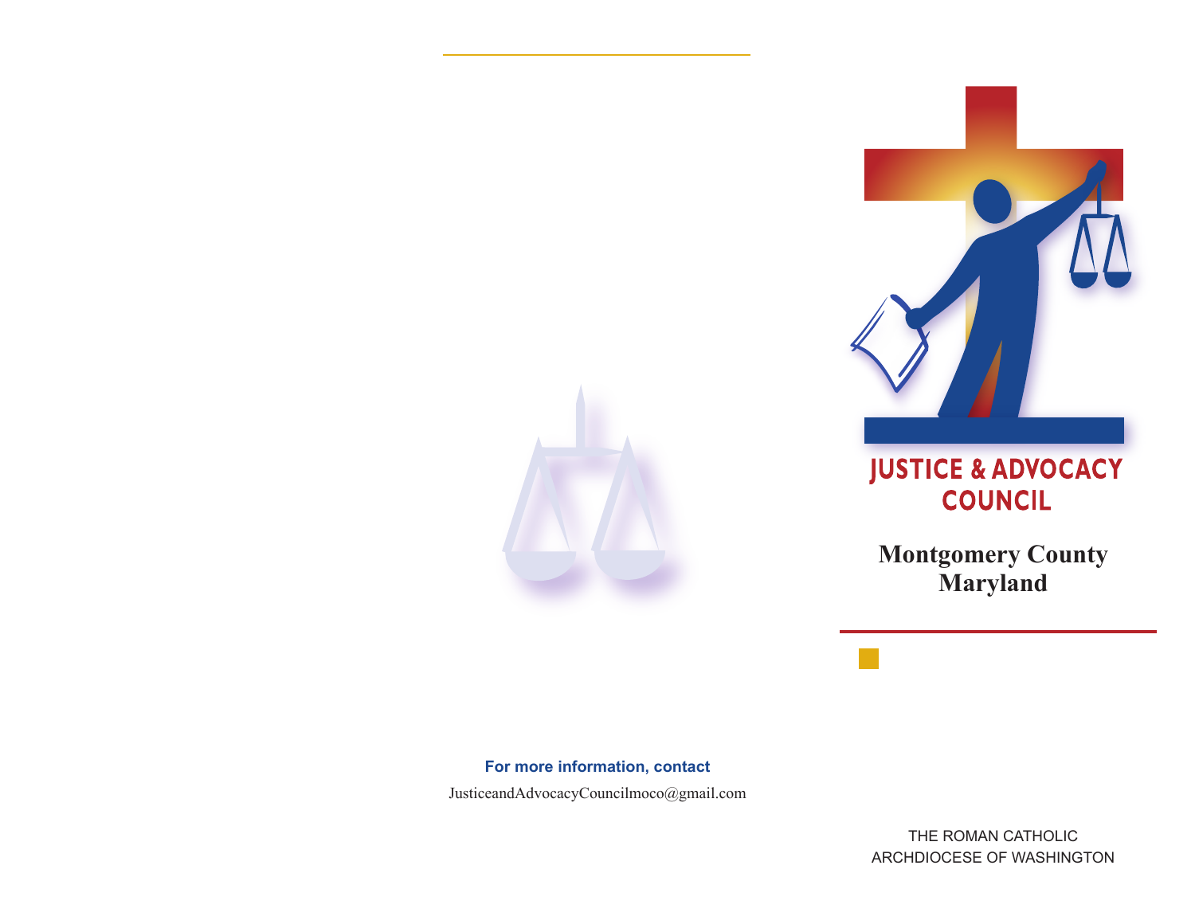**For more information, contact**

JusticeandAdvocacyCouncilmoco@gmail.com

# JUSTICE & ADVOCACY COUNCIL

## Montgomery County Maryland

THE ROMAN CATHOLIC ARCHDIOCESE OF WASHINGTON